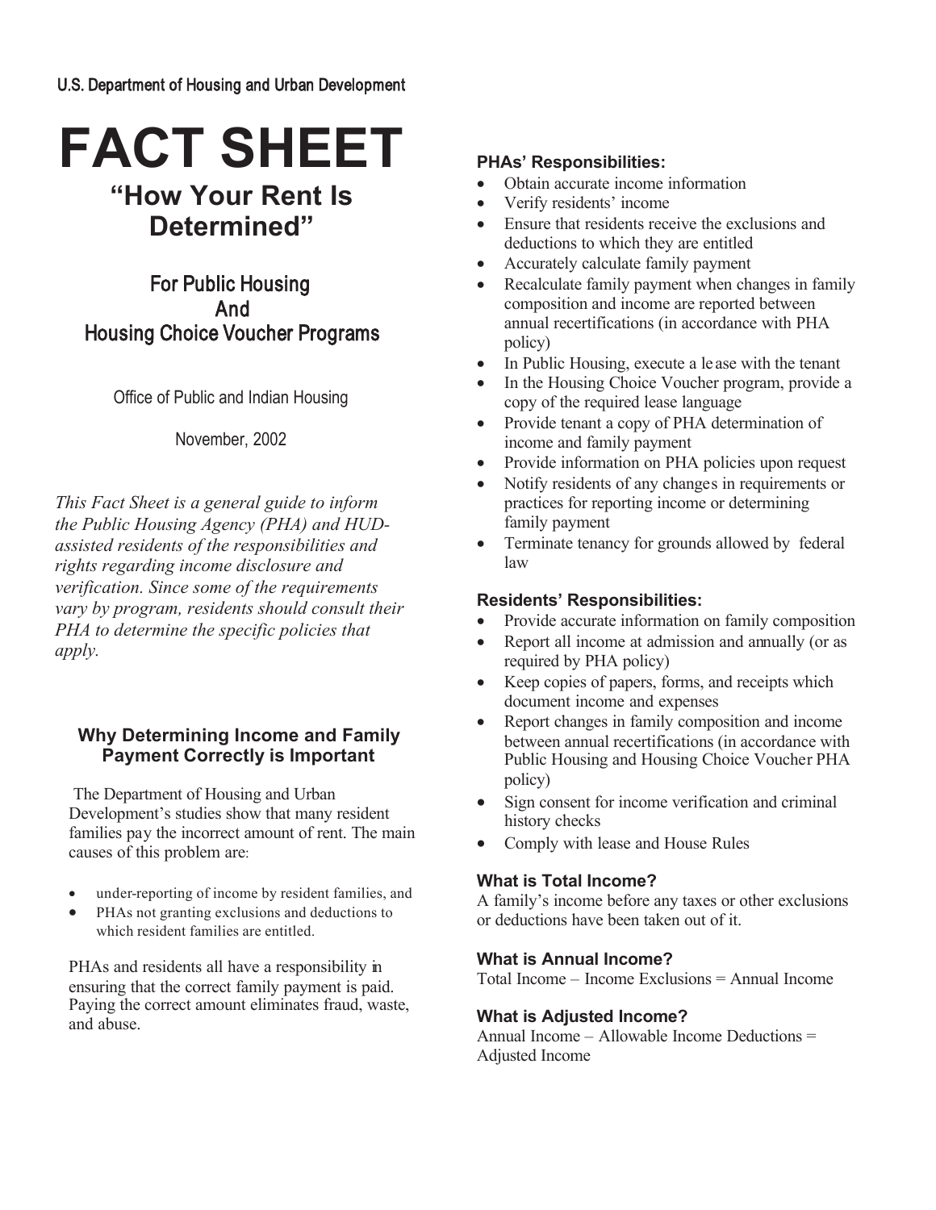U.S. Department of Housing and Urban Development

# FACT SHEET

## "How Your Rent Is Determined"

### For Public Housing And Housing Choice Voucher Programs

Office of Public and Indian Housing

November, 2002

*This Fact Sheet is a general guide to inform the Public Housing Agency (PHA) and HUD-assisted residents of the responsibilities and rights regarding income disclosure and verification. Since some of the requirements vary by program, residents should consult their PHA to determine the specific policies that apply.*

### Why Determining Income and Family Payment Correctly is Important

The Department of Housing and Urban Development's studies show that many resident families pay the incorrect amount of rent. The main causes of this problem are:

- under-reporting of income by resident families, and
- PHAs not granting exclusions and deductions to which resident families are entitled.

PHAs and residents all have a responsibility in ensuring that the correct family payment is paid. Paying the correct amount eliminates fraud, waste, and abuse.

### PHAs' Responsibilities:

- Obtain accurate income information
- Verify residents' income
- Ensure that residents receive the exclusions and deductions to which they are entitled
- Accurately calculate family payment
- Recalculate family payment when changes in family composition and income are reported between annual recertifications (in accordance with PHA policy)
- In Public Housing, execute a lease with the tenant
- In the Housing Choice Voucher program, provide a copy of the required lease language
- Provide tenant a copy of PHA determination of income and family payment
- Provide information on PHA policies upon request
- Notify residents of any changes in requirements or practices for reporting income or determining family payment
- Terminate tenancy for grounds allowed by federal law

### Residents' Responsibilities:

- Provide accurate information on family composition
- Report all income at admission and annually (or as required by PHA policy)
- Keep copies of papers, forms, and receipts which document income and expenses
- Report changes in family composition and income between annual recertifications (in accordance with Public Housing and Housing Choice Voucher PHA policy)
- Sign consent for income verification and criminal history checks
- Comply with lease and House Rules

### What is Total Income?

A family's income before any taxes or other exclusions or deductions have been taken out of it.

### What is Annual Income?

Total Income – Income Exclusions = Annual Income

### What is Adjusted Income?

Annual Income – Allowable Income Deductions = Adjusted Income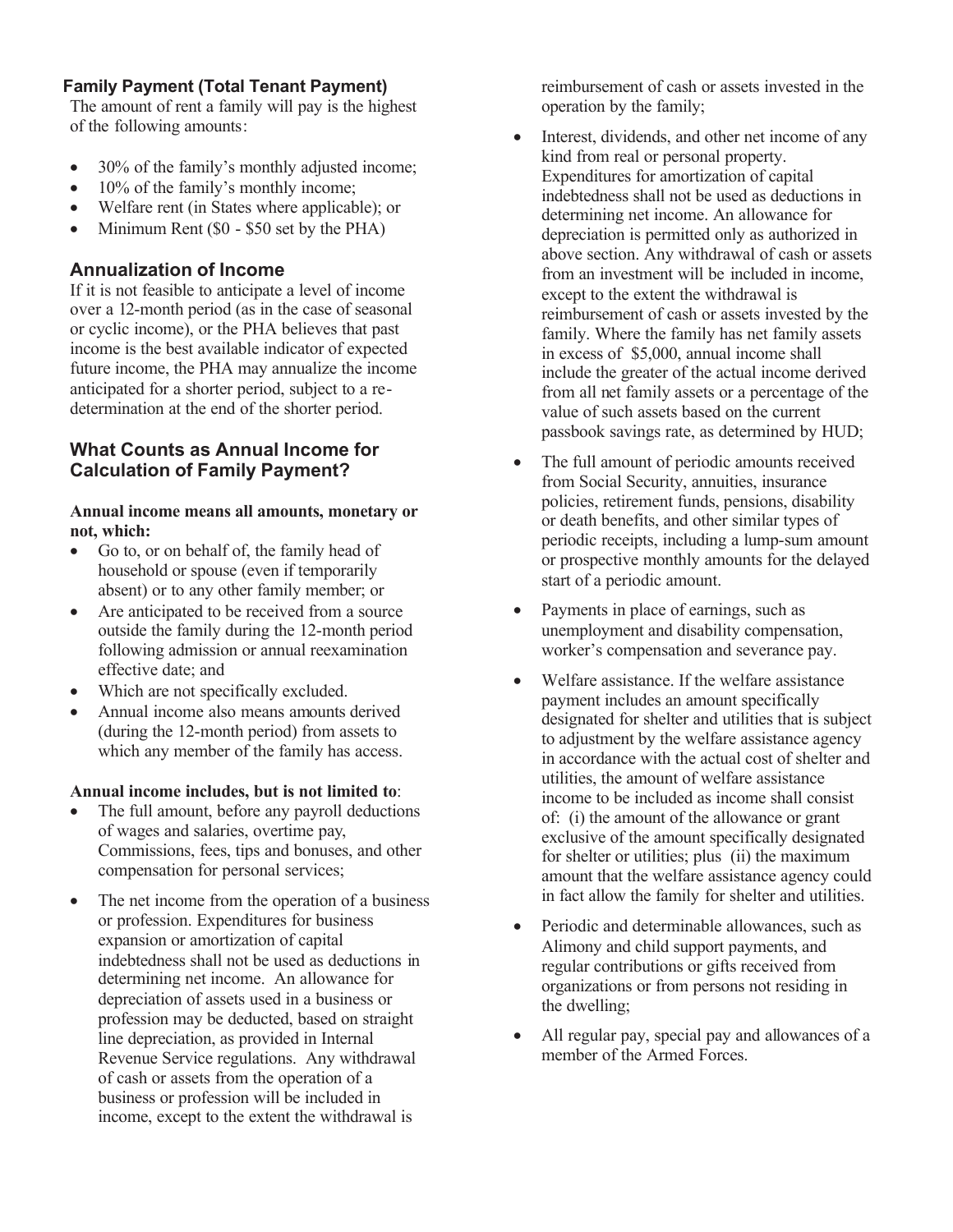### Family Payment (Total Tenant Payment)

The amount of rent a family will pay is the highest of the following amounts:

- 30% of the family's monthly adjusted income;
- 10% of the family's monthly income;
- Welfare rent (in States where applicable); or
- Minimum Rent ($0 - $50 set by the PHA)

## Annualization of Income

If it is not feasible to anticipate a level of income over a 12-month period (as in the case of seasonal or cyclic income), or the PHA believes that past income is the best available indicator of expected future income, the PHA may annualize the income anticipated for a shorter period, subject to a re-determination at the end of the shorter period.

## What Counts as Annual Income for Calculation of Family Payment?

**Annual income means all amounts, monetary or not, which:**

- Go to, or on behalf of, the family head of household or spouse (even if temporarily absent) or to any other family member; or
- Are anticipated to be received from a source outside the family during the 12-month period following admission or annual reexamination effective date; and
- Which are not specifically excluded.
- Annual income also means amounts derived (during the 12-month period) from assets to which any member of the family has access.

**Annual income includes, but is not limited to**:

- The full amount, before any payroll deductions of wages and salaries, overtime pay, Commissions, fees, tips and bonuses, and other compensation for personal services;
- The net income from the operation of a business or profession. Expenditures for business expansion or amortization of capital indebtedness shall not be used as deductions in determining net income. An allowance for depreciation of assets used in a business or profession may be deducted, based on straight line depreciation, as provided in Internal Revenue Service regulations. Any withdrawal of cash or assets from the operation of a business or profession will be included in income, except to the extent the withdrawal is reimbursement of cash or assets invested in the operation by the family;
- Interest, dividends, and other net income of any kind from real or personal property. Expenditures for amortization of capital indebtedness shall not be used as deductions in determining net income. An allowance for depreciation is permitted only as authorized in above section. Any withdrawal of cash or assets from an investment will be included in income, except to the extent the withdrawal is reimbursement of cash or assets invested by the family. Where the family has net family assets in excess of $5,000, annual income shall include the greater of the actual income derived from all net family assets or a percentage of the value of such assets based on the current passbook savings rate, as determined by HUD;
- The full amount of periodic amounts received from Social Security, annuities, insurance policies, retirement funds, pensions, disability or death benefits, and other similar types of periodic receipts, including a lump-sum amount or prospective monthly amounts for the delayed start of a periodic amount.
- Payments in place of earnings, such as unemployment and disability compensation, worker's compensation and severance pay.
- Welfare assistance. If the welfare assistance payment includes an amount specifically designated for shelter and utilities that is subject to adjustment by the welfare assistance agency in accordance with the actual cost of shelter and utilities, the amount of welfare assistance income to be included as income shall consist of: (i) the amount of the allowance or grant exclusive of the amount specifically designated for shelter or utilities; plus (ii) the maximum amount that the welfare assistance agency could in fact allow the family for shelter and utilities.
- Periodic and determinable allowances, such as Alimony and child support payments, and regular contributions or gifts received from organizations or from persons not residing in the dwelling;
- All regular pay, special pay and allowances of a member of the Armed Forces.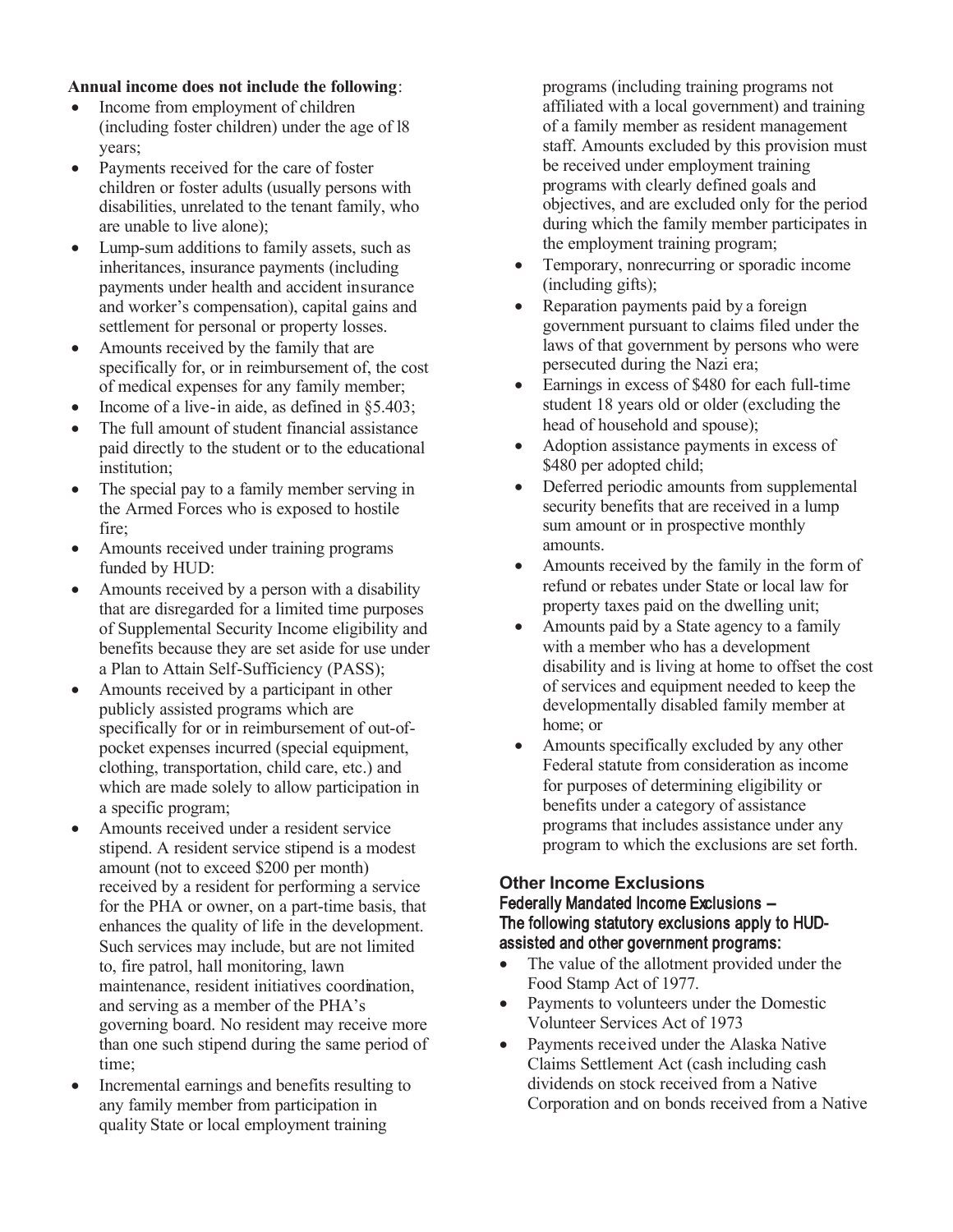**Annual income does not include the following**:

- Income from employment of children (including foster children) under the age of l8 years;
- Payments received for the care of foster children or foster adults (usually persons with disabilities, unrelated to the tenant family, who are unable to live alone);
- Lump-sum additions to family assets, such as inheritances, insurance payments (including payments under health and accident insurance and worker's compensation), capital gains and settlement for personal or property losses.
- Amounts received by the family that are specifically for, or in reimbursement of, the cost of medical expenses for any family member;
- Income of a live-in aide, as defined in §5.403;
- The full amount of student financial assistance paid directly to the student or to the educational institution;
- The special pay to a family member serving in the Armed Forces who is exposed to hostile fire;
- Amounts received under training programs funded by HUD:
- Amounts received by a person with a disability that are disregarded for a limited time purposes of Supplemental Security Income eligibility and benefits because they are set aside for use under a Plan to Attain Self-Sufficiency (PASS);
- Amounts received by a participant in other publicly assisted programs which are specifically for or in reimbursement of out-of-pocket expenses incurred (special equipment, clothing, transportation, child care, etc.) and which are made solely to allow participation in a specific program;
- Amounts received under a resident service stipend. A resident service stipend is a modest amount (not to exceed $200 per month) received by a resident for performing a service for the PHA or owner, on a part-time basis, that enhances the quality of life in the development. Such services may include, but are not limited to, fire patrol, hall monitoring, lawn maintenance, resident initiatives coordination, and serving as a member of the PHA's governing board. No resident may receive more than one such stipend during the same period of time;
- Incremental earnings and benefits resulting to any family member from participation in quality State or local employment training programs (including training programs not affiliated with a local government) and training of a family member as resident management staff. Amounts excluded by this provision must be received under employment training programs with clearly defined goals and objectives, and are excluded only for the period during which the family member participates in the employment training program;
- Temporary, nonrecurring or sporadic income (including gifts);
- Reparation payments paid by a foreign government pursuant to claims filed under the laws of that government by persons who were persecuted during the Nazi era;
- Earnings in excess of $480 for each full-time student 18 years old or older (excluding the head of household and spouse);
- Adoption assistance payments in excess of $480 per adopted child;
- Deferred periodic amounts from supplemental security benefits that are received in a lump sum amount or in prospective monthly amounts.
- Amounts received by the family in the form of refund or rebates under State or local law for property taxes paid on the dwelling unit;
- Amounts paid by a State agency to a family with a member who has a development disability and is living at home to offset the cost of services and equipment needed to keep the developmentally disabled family member at home; or
- Amounts specifically excluded by any other Federal statute from consideration as income for purposes of determining eligibility or benefits under a category of assistance programs that includes assistance under any program to which the exclusions are set forth.

## Other Income Exclusions

**Federally Mandated Income Exclusions – The following statutory exclusions apply to HUD-assisted and other government programs:**

- The value of the allotment provided under the Food Stamp Act of 1977.
- Payments to volunteers under the Domestic Volunteer Services Act of 1973
- Payments received under the Alaska Native Claims Settlement Act (cash including cash dividends on stock received from a Native Corporation and on bonds received from a Native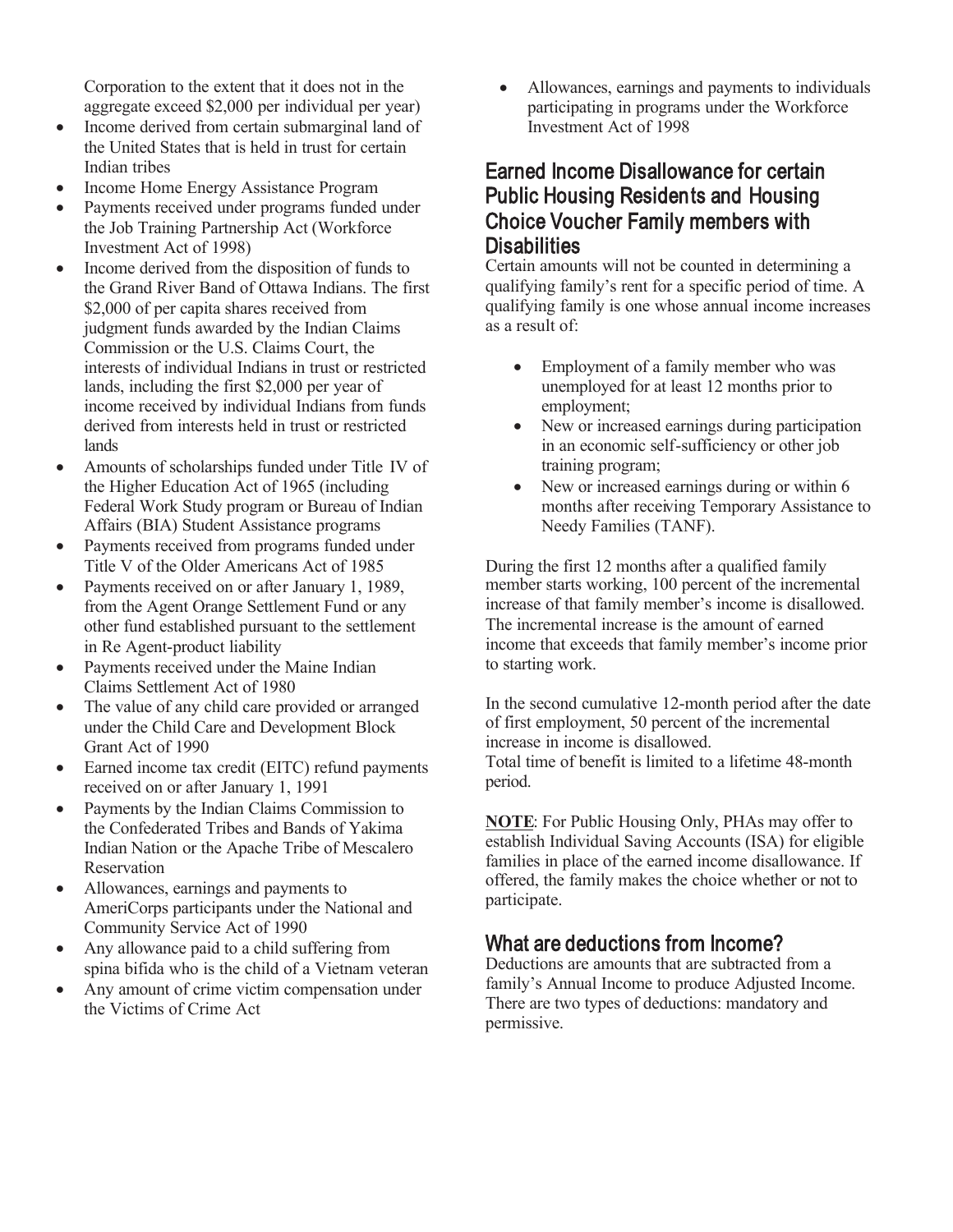Corporation to the extent that it does not in the aggregate exceed $2,000 per individual per year)

- Income derived from certain submarginal land of the United States that is held in trust for certain Indian tribes
- Income Home Energy Assistance Program
- Payments received under programs funded under the Job Training Partnership Act (Workforce Investment Act of 1998)
- Income derived from the disposition of funds to the Grand River Band of Ottawa Indians. The first $2,000 of per capita shares received from judgment funds awarded by the Indian Claims Commission or the U.S. Claims Court, the interests of individual Indians in trust or restricted lands, including the first $2,000 per year of income received by individual Indians from funds derived from interests held in trust or restricted lands
- Amounts of scholarships funded under Title IV of the Higher Education Act of 1965 (including Federal Work Study program or Bureau of Indian Affairs (BIA) Student Assistance programs
- Payments received from programs funded under Title V of the Older Americans Act of 1985
- Payments received on or after January 1, 1989, from the Agent Orange Settlement Fund or any other fund established pursuant to the settlement in Re Agent-product liability
- Payments received under the Maine Indian Claims Settlement Act of 1980
- The value of any child care provided or arranged under the Child Care and Development Block Grant Act of 1990
- Earned income tax credit (EITC) refund payments received on or after January 1, 1991
- Payments by the Indian Claims Commission to the Confederated Tribes and Bands of Yakima Indian Nation or the Apache Tribe of Mescalero Reservation
- Allowances, earnings and payments to AmeriCorps participants under the National and Community Service Act of 1990
- Any allowance paid to a child suffering from spina bifida who is the child of a Vietnam veteran
- Any amount of crime victim compensation under the Victims of Crime Act
- Allowances, earnings and payments to individuals participating in programs under the Workforce Investment Act of 1998

## Earned Income Disallowance for certain Public Housing Residents and Housing Choice Voucher Family members with Disabilities

Certain amounts will not be counted in determining a qualifying family's rent for a specific period of time. A qualifying family is one whose annual income increases as a result of:

- Employment of a family member who was unemployed for at least 12 months prior to employment;
- New or increased earnings during participation in an economic self-sufficiency or other job training program;
- New or increased earnings during or within 6 months after receiving Temporary Assistance to Needy Families (TANF).

During the first 12 months after a qualified family member starts working, 100 percent of the incremental increase of that family member's income is disallowed. The incremental increase is the amount of earned income that exceeds that family member's income prior to starting work.

In the second cumulative 12-month period after the date of first employment, 50 percent of the incremental increase in income is disallowed.
Total time of benefit is limited to a lifetime 48-month period.

**NOTE**: For Public Housing Only, PHAs may offer to establish Individual Saving Accounts (ISA) for eligible families in place of the earned income disallowance. If offered, the family makes the choice whether or not to participate.

## What are deductions from Income?

Deductions are amounts that are subtracted from a family's Annual Income to produce Adjusted Income. There are two types of deductions: mandatory and permissive.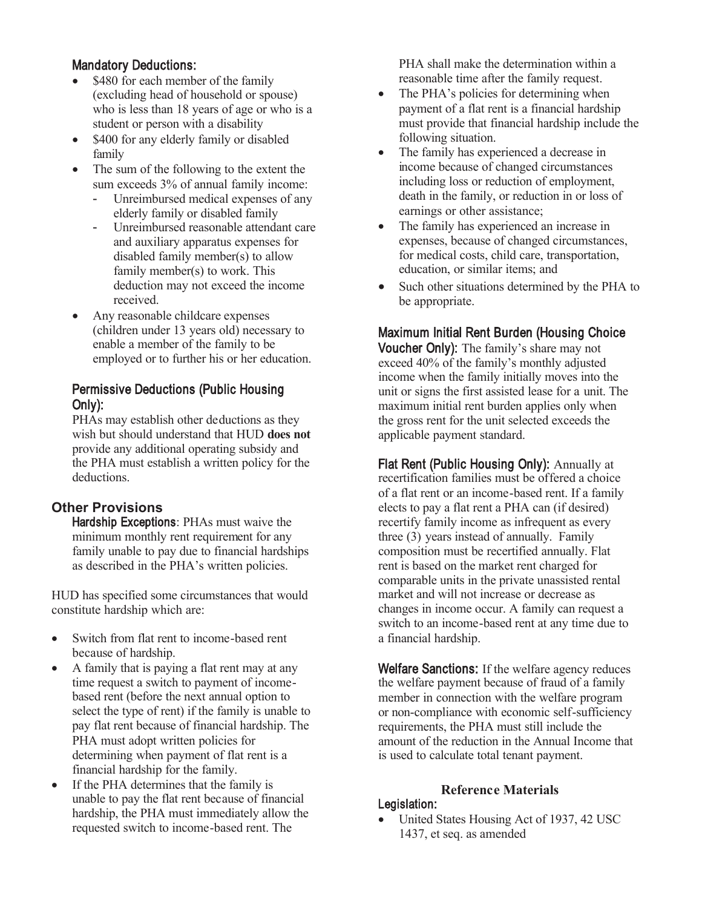### Mandatory Deductions:

- $480 for each member of the family (excluding head of household or spouse) who is less than 18 years of age or who is a student or person with a disability
- $400 for any elderly family or disabled family
- The sum of the following to the extent the sum exceeds 3% of annual family income:
  - Unreimbursed medical expenses of any elderly family or disabled family
  - Unreimbursed reasonable attendant care and auxiliary apparatus expenses for disabled family member(s) to allow family member(s) to work. This deduction may not exceed the income received.
- Any reasonable childcare expenses (children under 13 years old) necessary to enable a member of the family to be employed or to further his or her education.

### Permissive Deductions (Public Housing Only):

PHAs may establish other deductions as they wish but should understand that HUD **does not** provide any additional operating subsidy and the PHA must establish a written policy for the deductions.

## Other Provisions

**Hardship Exceptions**: PHAs must waive the minimum monthly rent requirement for any family unable to pay due to financial hardships as described in the PHA's written policies.

HUD has specified some circumstances that would constitute hardship which are:

- Switch from flat rent to income-based rent because of hardship.
- A family that is paying a flat rent may at any time request a switch to payment of income-based rent (before the next annual option to select the type of rent) if the family is unable to pay flat rent because of financial hardship. The PHA must adopt written policies for determining when payment of flat rent is a financial hardship for the family.
- If the PHA determines that the family is unable to pay the flat rent because of financial hardship, the PHA must immediately allow the requested switch to income-based rent. The PHA shall make the determination within a reasonable time after the family request.
- The PHA's policies for determining when payment of a flat rent is a financial hardship must provide that financial hardship include the following situation.
- The family has experienced a decrease in income because of changed circumstances including loss or reduction of employment, death in the family, or reduction in or loss of earnings or other assistance;
- The family has experienced an increase in expenses, because of changed circumstances, for medical costs, child care, transportation, education, or similar items; and
- Such other situations determined by the PHA to be appropriate.

**Maximum Initial Rent Burden (Housing Choice Voucher Only):** The family's share may not exceed 40% of the family's monthly adjusted income when the family initially moves into the unit or signs the first assisted lease for a unit. The maximum initial rent burden applies only when the gross rent for the unit selected exceeds the applicable payment standard.

**Flat Rent (Public Housing Only):** Annually at recertification families must be offered a choice of a flat rent or an income-based rent. If a family elects to pay a flat rent a PHA can (if desired) recertify family income as infrequent as every three (3) years instead of annually. Family composition must be recertified annually. Flat rent is based on the market rent charged for comparable units in the private unassisted rental market and will not increase or decrease as changes in income occur. A family can request a switch to an income-based rent at any time due to a financial hardship.

**Welfare Sanctions:** If the welfare agency reduces the welfare payment because of fraud of a family member in connection with the welfare program or non-compliance with economic self-sufficiency requirements, the PHA must still include the amount of the reduction in the Annual Income that is used to calculate total tenant payment.

## Reference Materials

### Legislation:

- United States Housing Act of 1937, 42 USC 1437, et seq. as amended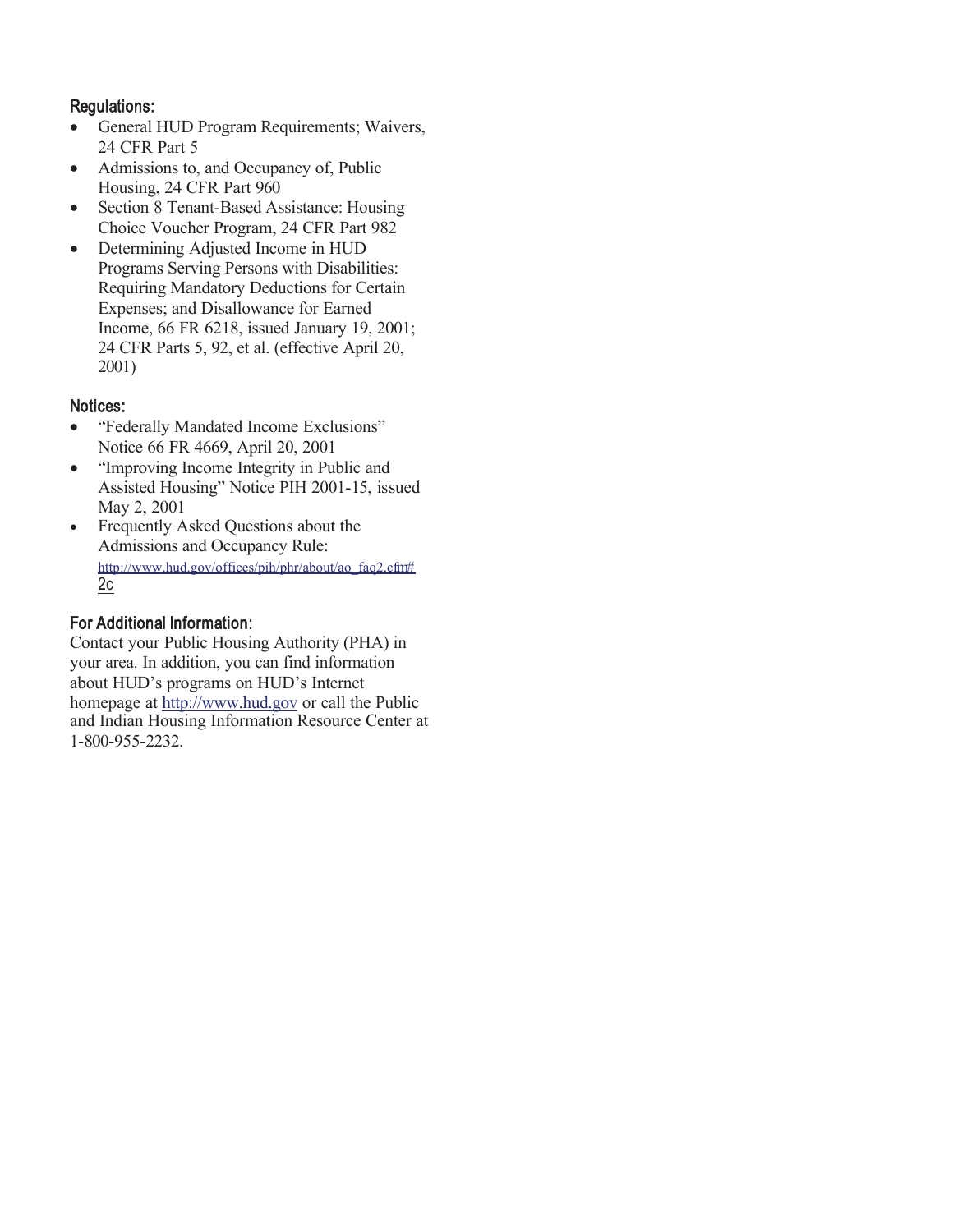### Regulations:

- General HUD Program Requirements; Waivers, 24 CFR Part 5
- Admissions to, and Occupancy of, Public Housing, 24 CFR Part 960
- Section 8 Tenant-Based Assistance: Housing Choice Voucher Program, 24 CFR Part 982
- Determining Adjusted Income in HUD Programs Serving Persons with Disabilities: Requiring Mandatory Deductions for Certain Expenses; and Disallowance for Earned Income, 66 FR 6218, issued January 19, 2001; 24 CFR Parts 5, 92, et al. (effective April 20, 2001)

### Notices:

- "Federally Mandated Income Exclusions" Notice 66 FR 4669, April 20, 2001
- "Improving Income Integrity in Public and Assisted Housing" Notice PIH 2001-15, issued May 2, 2001
- Frequently Asked Questions about the Admissions and Occupancy Rule: http://www.hud.gov/offices/pih/phr/about/ao_faq2.cfm#2c

### For Additional Information:

Contact your Public Housing Authority (PHA) in your area. In addition, you can find information about HUD's programs on HUD's Internet homepage at http://www.hud.gov or call the Public and Indian Housing Information Resource Center at 1-800-955-2232.